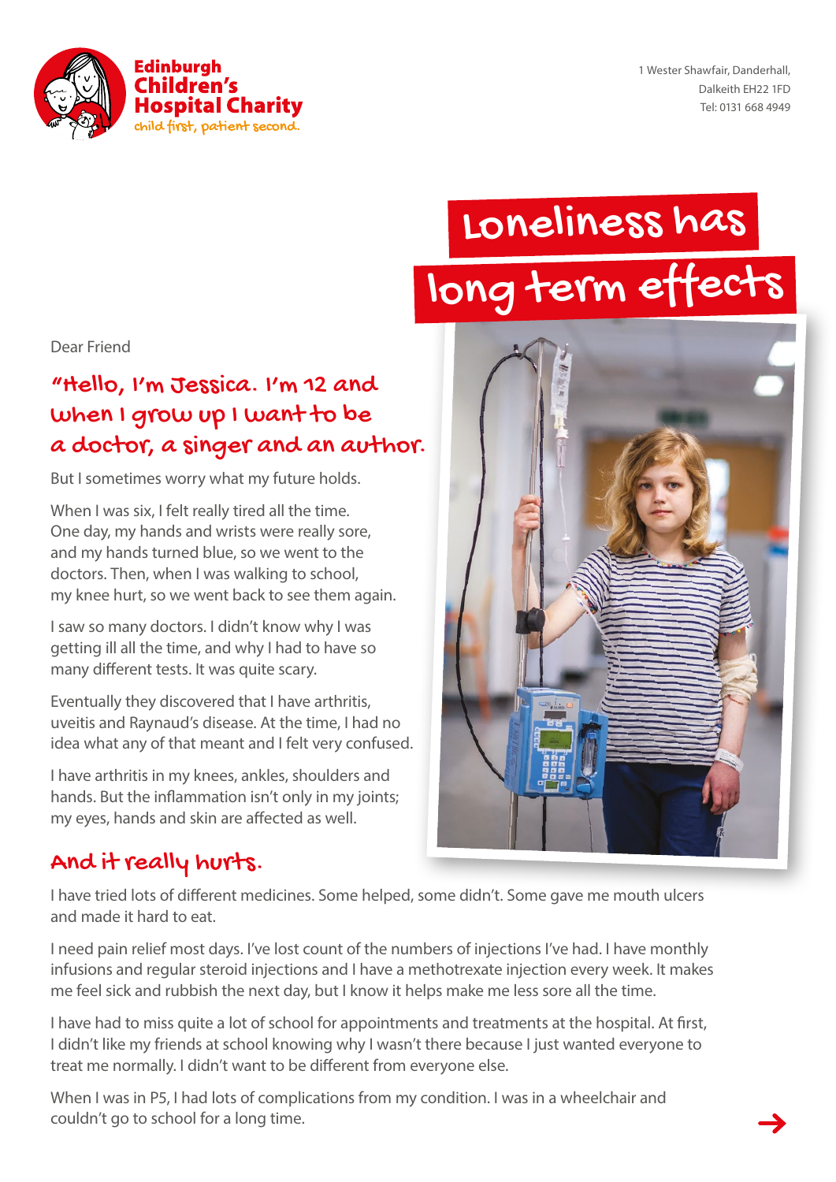**Edinburgh Children's Hospital Charity**
*child first, patient second.*

1 Wester Shawfair, Danderhall,
Dalkeith EH22 1FD
Tel: 0131 668 4949

# Loneliness has long term effects

Dear Friend

## "Hello, I'm Jessica. I'm 12 and when I grow up I want to be a doctor, a singer and an author.

But I sometimes worry what my future holds.

When I was six, I felt really tired all the time. One day, my hands and wrists were really sore, and my hands turned blue, so we went to the doctors. Then, when I was walking to school, my knee hurt, so we went back to see them again.

I saw so many doctors. I didn't know why I was getting ill all the time, and why I had to have so many different tests. It was quite scary.

Eventually they discovered that I have arthritis, uveitis and Raynaud's disease. At the time, I had no idea what any of that meant and I felt very confused.

I have arthritis in my knees, ankles, shoulders and hands. But the inflammation isn't only in my joints; my eyes, hands and skin are affected as well.

## And it really hurts.

I have tried lots of different medicines. Some helped, some didn't. Some gave me mouth ulcers and made it hard to eat.

I need pain relief most days. I've lost count of the numbers of injections I've had. I have monthly infusions and regular steroid injections and I have a methotrexate injection every week. It makes me feel sick and rubbish the next day, but I know it helps make me less sore all the time.

I have had to miss quite a lot of school for appointments and treatments at the hospital. At first, I didn't like my friends at school knowing why I wasn't there because I just wanted everyone to treat me normally. I didn't want to be different from everyone else.

When I was in P5, I had lots of complications from my condition. I was in a wheelchair and couldn't go to school for a long time.

→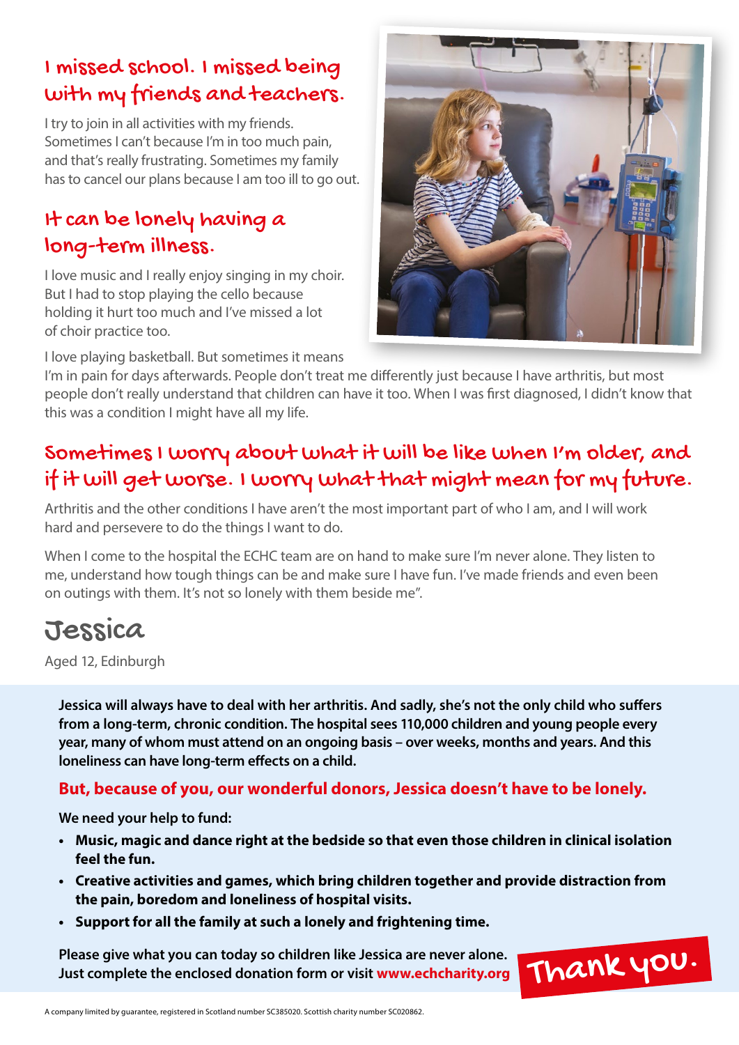## I missed school. I missed being with my friends and teachers.

I try to join in all activities with my friends. Sometimes I can't because I'm in too much pain, and that's really frustrating. Sometimes my family has to cancel our plans because I am too ill to go out.

## It can be lonely having a long-term illness.

I love music and I really enjoy singing in my choir. But I had to stop playing the cello because holding it hurt too much and I've missed a lot of choir practice too.

I love playing basketball. But sometimes it means I'm in pain for days afterwards. People don't treat me differently just because I have arthritis, but most people don't really understand that children can have it too. When I was first diagnosed, I didn't know that this was a condition I might have all my life.

## Sometimes I worry about what it will be like when I'm older, and if it will get worse. I worry what that might mean for my future.

Arthritis and the other conditions I have aren't the most important part of who I am, and I will work hard and persevere to do the things I want to do.

When I come to the hospital the ECHC team are on hand to make sure I'm never alone. They listen to me, understand how tough things can be and make sure I have fun. I've made friends and even been on outings with them. It's not so lonely with them beside me".

# Jessica

Aged 12, Edinburgh

**Jessica will always have to deal with her arthritis. And sadly, she's not the only child who suffers from a long-term, chronic condition. The hospital sees 110,000 children and young people every year, many of whom must attend on an ongoing basis – over weeks, months and years. And this loneliness can have long-term effects on a child.**

**But, because of you, our wonderful donors, Jessica doesn't have to be lonely.**

**We need your help to fund:**

- **Music, magic and dance right at the bedside so that even those children in clinical isolation feel the fun.**
- **Creative activities and games, which bring children together and provide distraction from the pain, boredom and loneliness of hospital visits.**
- **Support for all the family at such a lonely and frightening time.**

**Please give what you can today so children like Jessica are never alone. Just complete the enclosed donation form or visit www.echcharity.org**

Thank you.

A company limited by guarantee, registered in Scotland number SC385020. Scottish charity number SC020862.